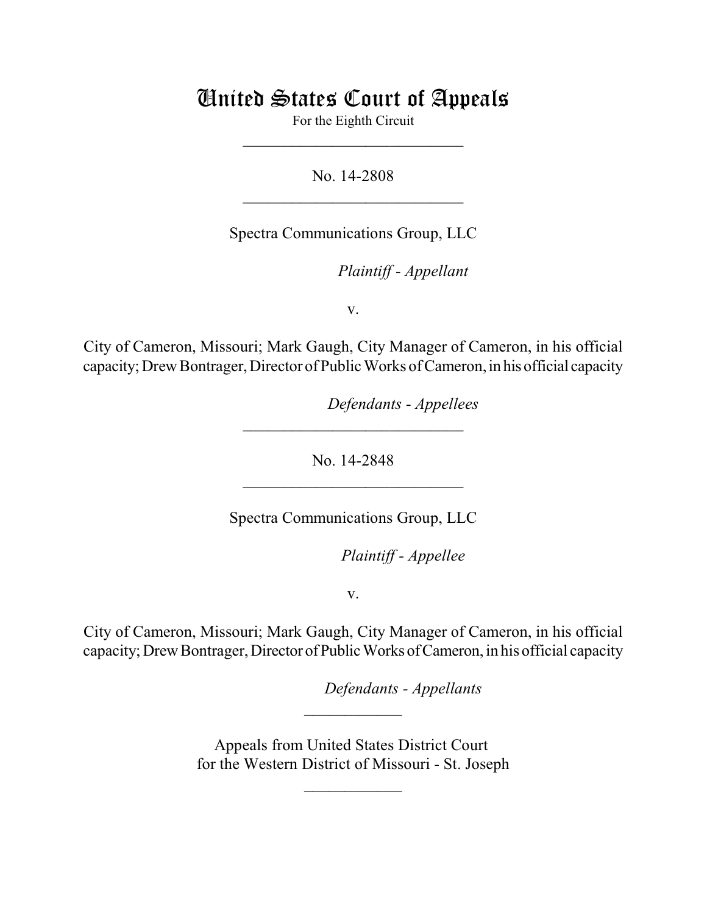# United States Court of Appeals

For the Eighth Circuit

---

No. 14-2808

---

Spectra Communications Group, LLC

*Plaintiff - Appellant*

v.

City of Cameron, Missouri; Mark Gaugh, City Manager of Cameron, in his official capacity; Drew Bontrager, Director of Public Works of Cameron, in his official capacity

*Defendants - Appellees*

---

No. 14-2848

---

Spectra Communications Group, LLC

*Plaintiff - Appellee*

v.

City of Cameron, Missouri; Mark Gaugh, City Manager of Cameron, in his official capacity; Drew Bontrager, Director of Public Works of Cameron, in his official capacity

*Defendants - Appellants*

---

Appeals from United States District Court
for the Western District of Missouri - St. Joseph

---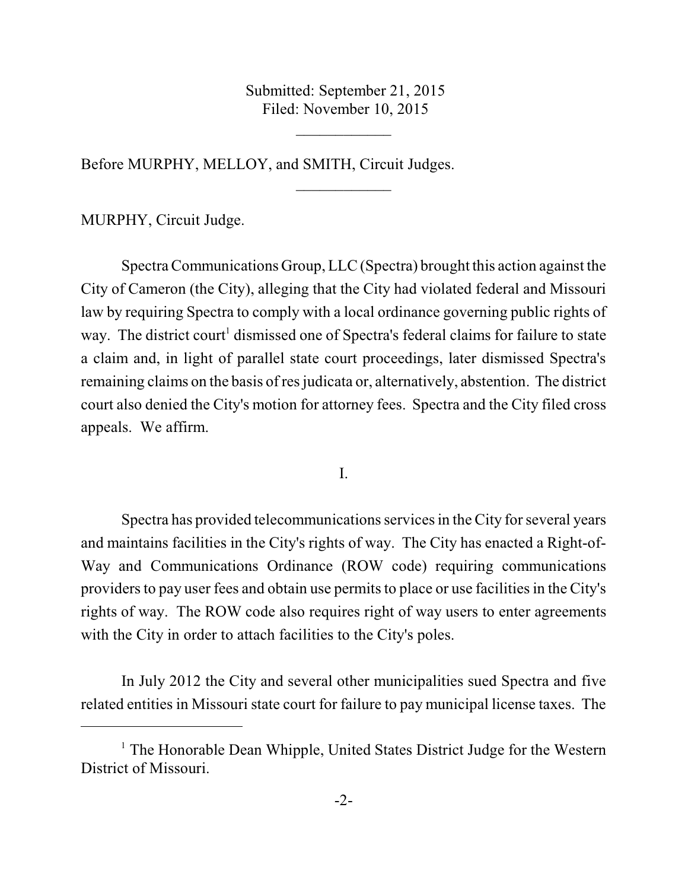Submitted: September 21, 2015
Filed: November 10, 2015

____________

Before MURPHY, MELLOY, and SMITH, Circuit Judges.

____________

MURPHY, Circuit Judge.

Spectra Communications Group, LLC (Spectra) brought this action against the City of Cameron (the City), alleging that the City had violated federal and Missouri law by requiring Spectra to comply with a local ordinance governing public rights of way. The district court[1] dismissed one of Spectra's federal claims for failure to state a claim and, in light of parallel state court proceedings, later dismissed Spectra's remaining claims on the basis of res judicata or, alternatively, abstention. The district court also denied the City's motion for attorney fees. Spectra and the City filed cross appeals. We affirm.

I.

Spectra has provided telecommunications services in the City for several years and maintains facilities in the City's rights of way. The City has enacted a Right-of-Way and Communications Ordinance (ROW code) requiring communications providers to pay user fees and obtain use permits to place or use facilities in the City's rights of way. The ROW code also requires right of way users to enter agreements with the City in order to attach facilities to the City's poles.

In July 2012 the City and several other municipalities sued Spectra and five related entities in Missouri state court for failure to pay municipal license taxes. The

[1] The Honorable Dean Whipple, United States District Judge for the Western District of Missouri.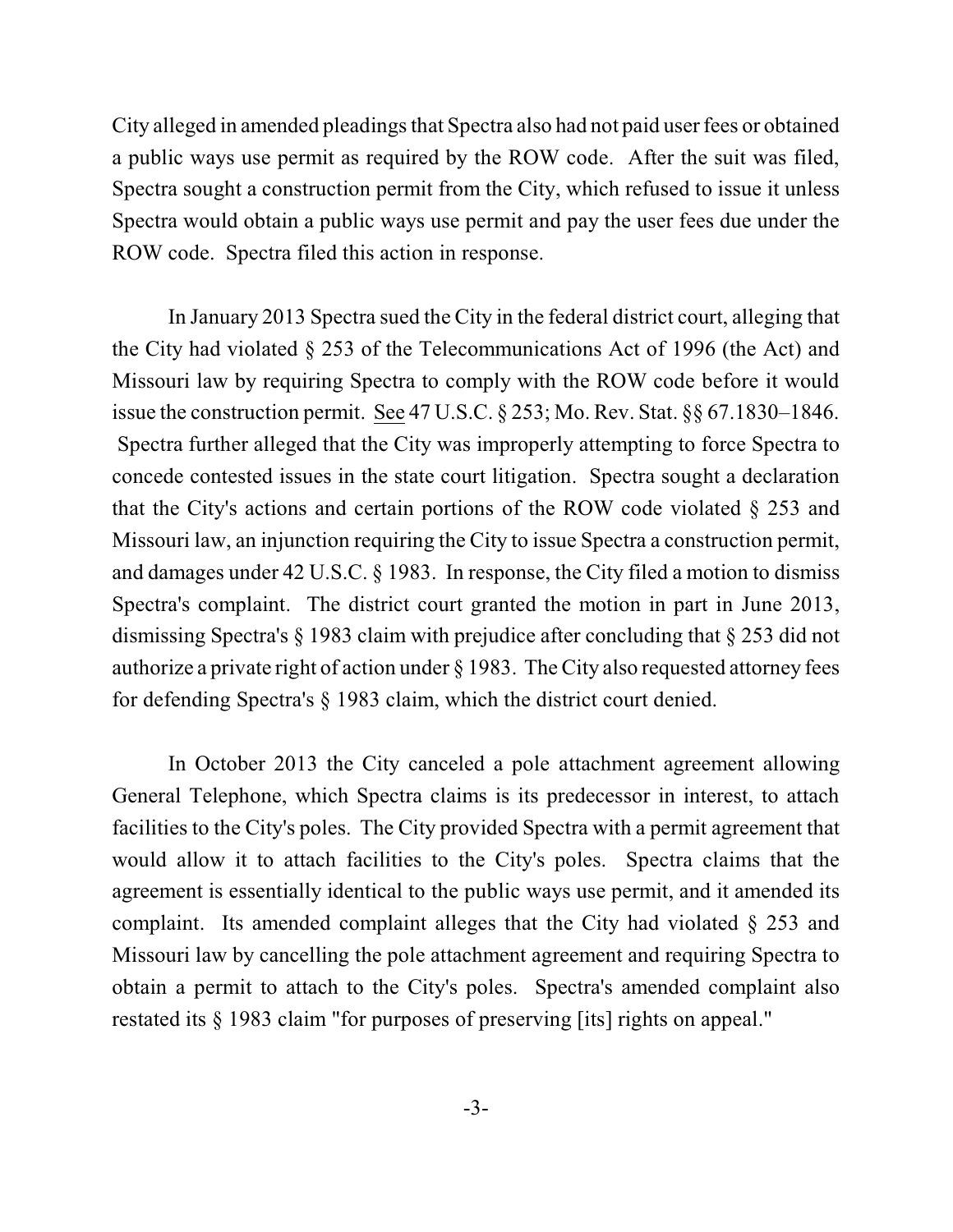City alleged in amended pleadings that Spectra also had not paid user fees or obtained a public ways use permit as required by the ROW code. After the suit was filed, Spectra sought a construction permit from the City, which refused to issue it unless Spectra would obtain a public ways use permit and pay the user fees due under the ROW code. Spectra filed this action in response.

In January 2013 Spectra sued the City in the federal district court, alleging that the City had violated § 253 of the Telecommunications Act of 1996 (the Act) and Missouri law by requiring Spectra to comply with the ROW code before it would issue the construction permit. See 47 U.S.C. § 253; Mo. Rev. Stat. §§ 67.1830–1846. Spectra further alleged that the City was improperly attempting to force Spectra to concede contested issues in the state court litigation. Spectra sought a declaration that the City's actions and certain portions of the ROW code violated § 253 and Missouri law, an injunction requiring the City to issue Spectra a construction permit, and damages under 42 U.S.C. § 1983. In response, the City filed a motion to dismiss Spectra's complaint. The district court granted the motion in part in June 2013, dismissing Spectra's § 1983 claim with prejudice after concluding that § 253 did not authorize a private right of action under § 1983. The City also requested attorney fees for defending Spectra's § 1983 claim, which the district court denied.

In October 2013 the City canceled a pole attachment agreement allowing General Telephone, which Spectra claims is its predecessor in interest, to attach facilities to the City's poles. The City provided Spectra with a permit agreement that would allow it to attach facilities to the City's poles. Spectra claims that the agreement is essentially identical to the public ways use permit, and it amended its complaint. Its amended complaint alleges that the City had violated § 253 and Missouri law by cancelling the pole attachment agreement and requiring Spectra to obtain a permit to attach to the City's poles. Spectra's amended complaint also restated its § 1983 claim "for purposes of preserving [its] rights on appeal."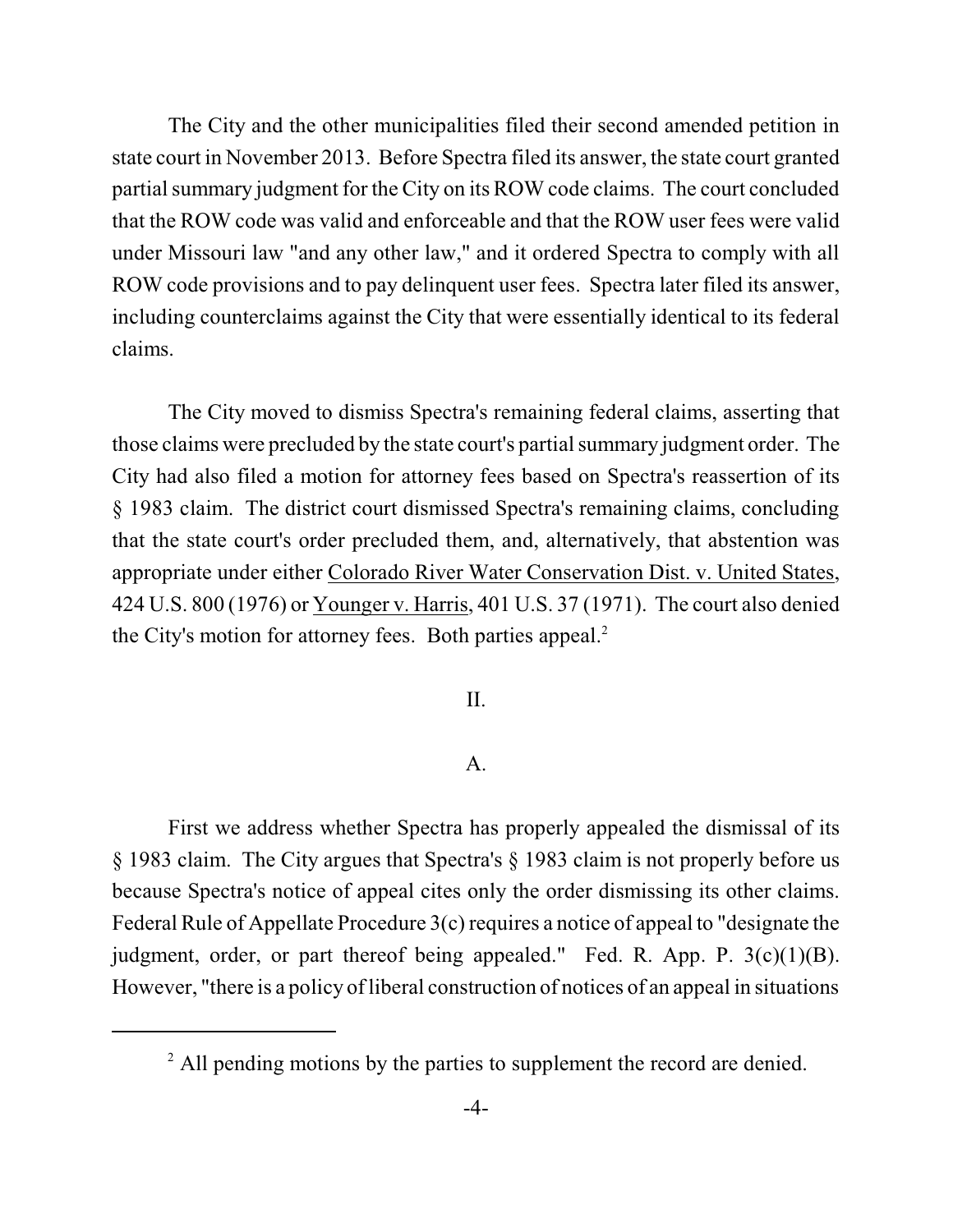The City and the other municipalities filed their second amended petition in state court in November 2013. Before Spectra filed its answer, the state court granted partial summary judgment for the City on its ROW code claims. The court concluded that the ROW code was valid and enforceable and that the ROW user fees were valid under Missouri law "and any other law," and it ordered Spectra to comply with all ROW code provisions and to pay delinquent user fees. Spectra later filed its answer, including counterclaims against the City that were essentially identical to its federal claims.

The City moved to dismiss Spectra's remaining federal claims, asserting that those claims were precluded by the state court's partial summary judgment order. The City had also filed a motion for attorney fees based on Spectra's reassertion of its § 1983 claim. The district court dismissed Spectra's remaining claims, concluding that the state court's order precluded them, and, alternatively, that abstention was appropriate under either Colorado River Water Conservation Dist. v. United States, 424 U.S. 800 (1976) or Younger v. Harris, 401 U.S. 37 (1971). The court also denied the City's motion for attorney fees. Both parties appeal.[2]

## II.

### A.

First we address whether Spectra has properly appealed the dismissal of its § 1983 claim. The City argues that Spectra's § 1983 claim is not properly before us because Spectra's notice of appeal cites only the order dismissing its other claims. Federal Rule of Appellate Procedure 3(c) requires a notice of appeal to "designate the judgment, order, or part thereof being appealed." Fed. R. App. P. 3(c)(1)(B). However, "there is a policy of liberal construction of notices of an appeal in situations

[2] All pending motions by the parties to supplement the record are denied.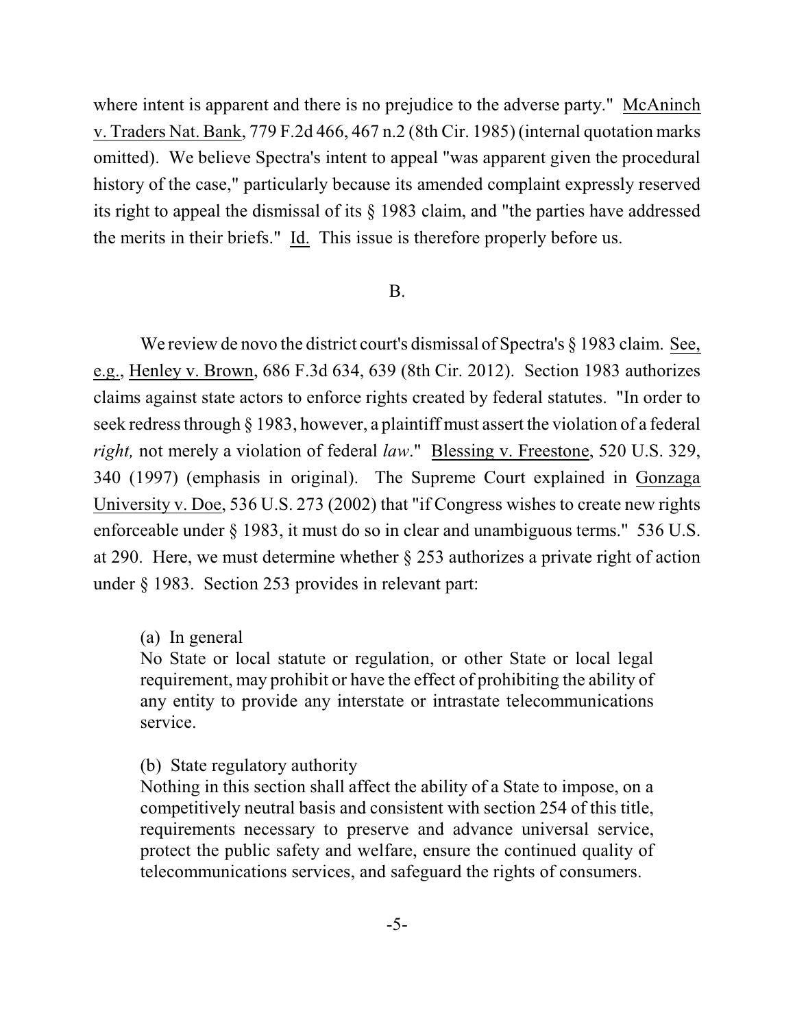where intent is apparent and there is no prejudice to the adverse party." McAninch v. Traders Nat. Bank, 779 F.2d 466, 467 n.2 (8th Cir. 1985) (internal quotation marks omitted). We believe Spectra's intent to appeal "was apparent given the procedural history of the case," particularly because its amended complaint expressly reserved its right to appeal the dismissal of its § 1983 claim, and "the parties have addressed the merits in their briefs." Id. This issue is therefore properly before us.

B.

We review de novo the district court's dismissal of Spectra's § 1983 claim. See, e.g., Henley v. Brown, 686 F.3d 634, 639 (8th Cir. 2012). Section 1983 authorizes claims against state actors to enforce rights created by federal statutes. "In order to seek redress through § 1983, however, a plaintiff must assert the violation of a federal *right,* not merely a violation of federal *law*." Blessing v. Freestone, 520 U.S. 329, 340 (1997) (emphasis in original). The Supreme Court explained in Gonzaga University v. Doe, 536 U.S. 273 (2002) that "if Congress wishes to create new rights enforceable under § 1983, it must do so in clear and unambiguous terms." 536 U.S. at 290. Here, we must determine whether § 253 authorizes a private right of action under § 1983. Section 253 provides in relevant part:

> (a) In general
> No State or local statute or regulation, or other State or local legal requirement, may prohibit or have the effect of prohibiting the ability of any entity to provide any interstate or intrastate telecommunications service.
>
> (b) State regulatory authority
> Nothing in this section shall affect the ability of a State to impose, on a competitively neutral basis and consistent with section 254 of this title, requirements necessary to preserve and advance universal service, protect the public safety and welfare, ensure the continued quality of telecommunications services, and safeguard the rights of consumers.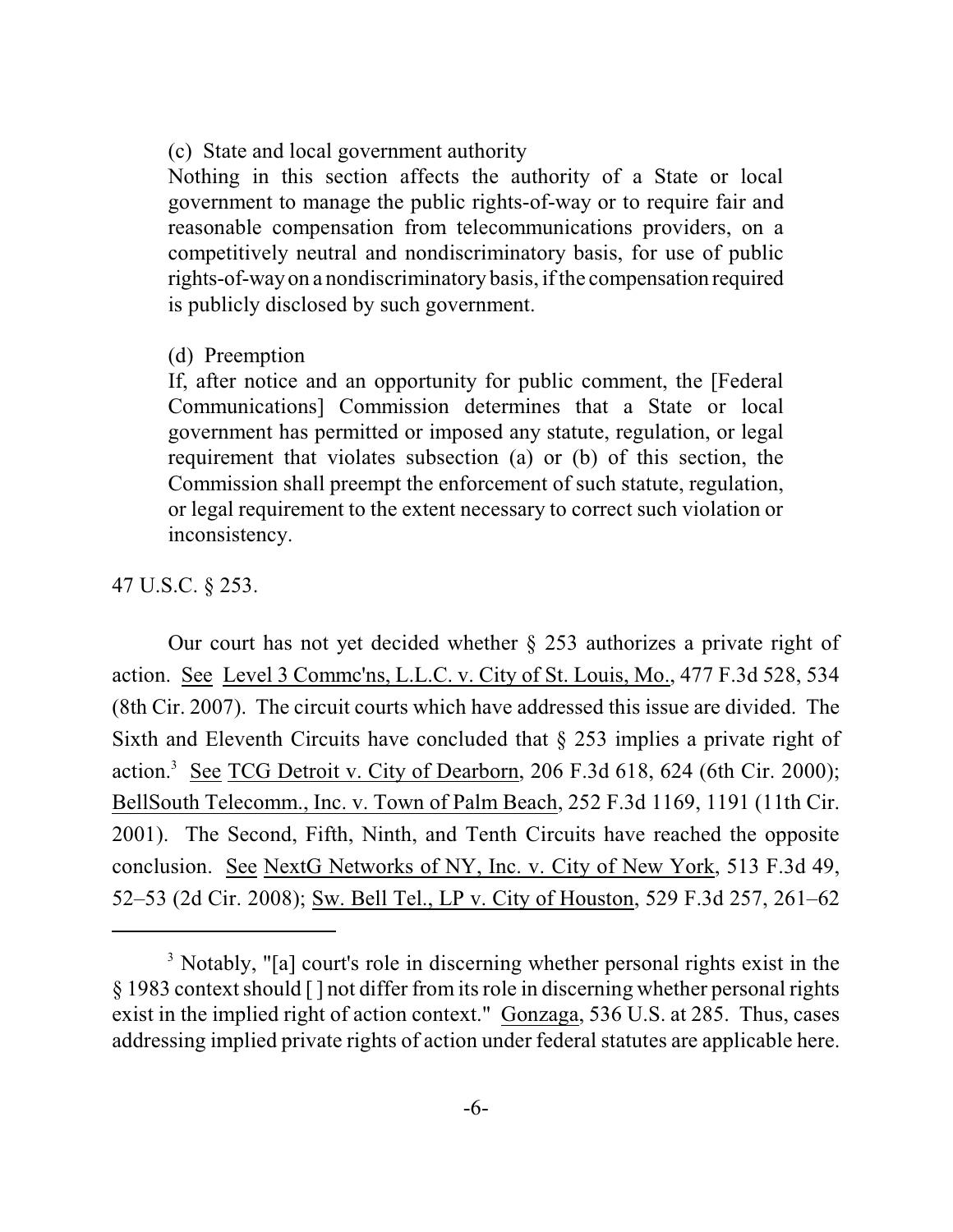(c) State and local government authority

Nothing in this section affects the authority of a State or local government to manage the public rights-of-way or to require fair and reasonable compensation from telecommunications providers, on a competitively neutral and nondiscriminatory basis, for use of public rights-of-way on a nondiscriminatory basis, if the compensation required is publicly disclosed by such government.

(d) Preemption

If, after notice and an opportunity for public comment, the [Federal Communications] Commission determines that a State or local government has permitted or imposed any statute, regulation, or legal requirement that violates subsection (a) or (b) of this section, the Commission shall preempt the enforcement of such statute, regulation, or legal requirement to the extent necessary to correct such violation or inconsistency.

47 U.S.C. § 253.

Our court has not yet decided whether § 253 authorizes a private right of action. See Level 3 Commc'ns, L.L.C. v. City of St. Louis, Mo., 477 F.3d 528, 534 (8th Cir. 2007). The circuit courts which have addressed this issue are divided. The Sixth and Eleventh Circuits have concluded that § 253 implies a private right of action.[3] See TCG Detroit v. City of Dearborn, 206 F.3d 618, 624 (6th Cir. 2000); BellSouth Telecomm., Inc. v. Town of Palm Beach, 252 F.3d 1169, 1191 (11th Cir. 2001). The Second, Fifth, Ninth, and Tenth Circuits have reached the opposite conclusion. See NextG Networks of NY, Inc. v. City of New York, 513 F.3d 49, 52–53 (2d Cir. 2008); Sw. Bell Tel., LP v. City of Houston, 529 F.3d 257, 261–62

---

[3] Notably, "[a] court's role in discerning whether personal rights exist in the § 1983 context should [ ] not differ from its role in discerning whether personal rights exist in the implied right of action context." Gonzaga, 536 U.S. at 285. Thus, cases addressing implied private rights of action under federal statutes are applicable here.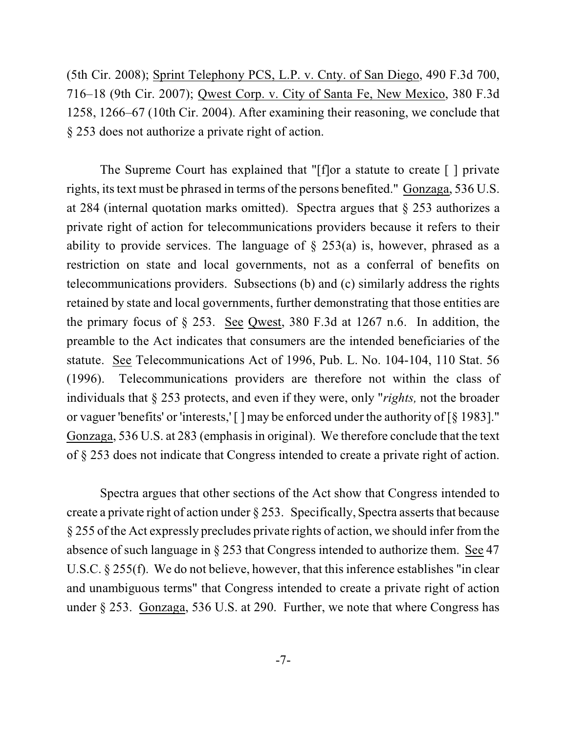(5th Cir. 2008); Sprint Telephony PCS, L.P. v. Cnty. of San Diego, 490 F.3d 700, 716–18 (9th Cir. 2007); Qwest Corp. v. City of Santa Fe, New Mexico, 380 F.3d 1258, 1266–67 (10th Cir. 2004). After examining their reasoning, we conclude that § 253 does not authorize a private right of action.

The Supreme Court has explained that "[f]or a statute to create [ ] private rights, its text must be phrased in terms of the persons benefited." Gonzaga, 536 U.S. at 284 (internal quotation marks omitted). Spectra argues that § 253 authorizes a private right of action for telecommunications providers because it refers to their ability to provide services. The language of § 253(a) is, however, phrased as a restriction on state and local governments, not as a conferral of benefits on telecommunications providers. Subsections (b) and (c) similarly address the rights retained by state and local governments, further demonstrating that those entities are the primary focus of § 253. See Qwest, 380 F.3d at 1267 n.6. In addition, the preamble to the Act indicates that consumers are the intended beneficiaries of the statute. See Telecommunications Act of 1996, Pub. L. No. 104-104, 110 Stat. 56 (1996). Telecommunications providers are therefore not within the class of individuals that § 253 protects, and even if they were, only "*rights,* not the broader or vaguer 'benefits' or 'interests,' [ ] may be enforced under the authority of [§ 1983]." Gonzaga, 536 U.S. at 283 (emphasis in original). We therefore conclude that the text of § 253 does not indicate that Congress intended to create a private right of action.

Spectra argues that other sections of the Act show that Congress intended to create a private right of action under § 253. Specifically, Spectra asserts that because § 255 of the Act expressly precludes private rights of action, we should infer from the absence of such language in § 253 that Congress intended to authorize them. See 47 U.S.C. § 255(f). We do not believe, however, that this inference establishes "in clear and unambiguous terms" that Congress intended to create a private right of action under § 253. Gonzaga, 536 U.S. at 290. Further, we note that where Congress has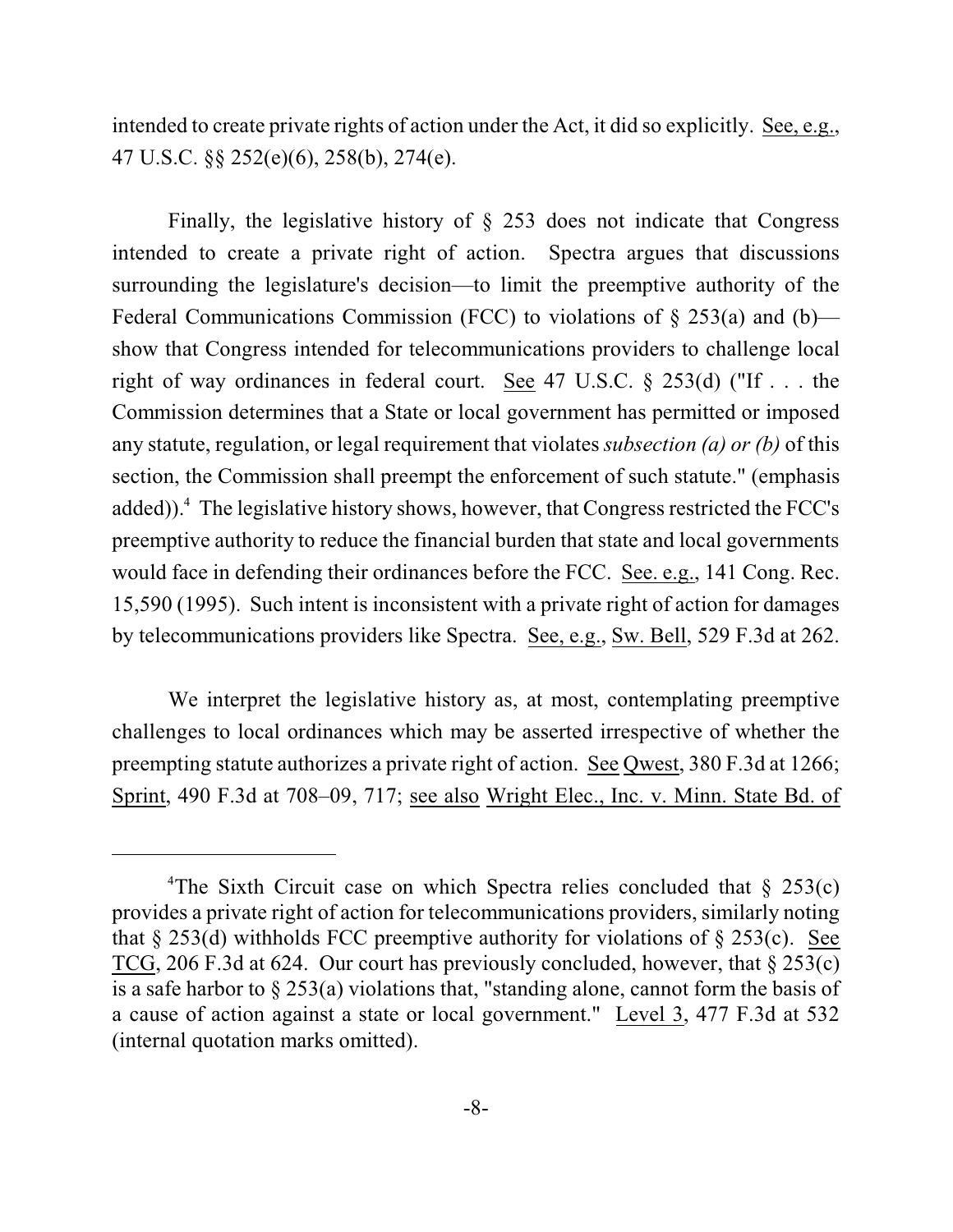intended to create private rights of action under the Act, it did so explicitly. See, e.g., 47 U.S.C. §§ 252(e)(6), 258(b), 274(e).

Finally, the legislative history of § 253 does not indicate that Congress intended to create a private right of action. Spectra argues that discussions surrounding the legislature's decision—to limit the preemptive authority of the Federal Communications Commission (FCC) to violations of § 253(a) and (b)—show that Congress intended for telecommunications providers to challenge local right of way ordinances in federal court. See 47 U.S.C. § 253(d) ("If . . . the Commission determines that a State or local government has permitted or imposed any statute, regulation, or legal requirement that violates *subsection (a) or (b)* of this section, the Commission shall preempt the enforcement of such statute." (emphasis added)).[4] The legislative history shows, however, that Congress restricted the FCC's preemptive authority to reduce the financial burden that state and local governments would face in defending their ordinances before the FCC. See. e.g., 141 Cong. Rec. 15,590 (1995). Such intent is inconsistent with a private right of action for damages by telecommunications providers like Spectra. See, e.g., Sw. Bell, 529 F.3d at 262.

We interpret the legislative history as, at most, contemplating preemptive challenges to local ordinances which may be asserted irrespective of whether the preempting statute authorizes a private right of action. See Qwest, 380 F.3d at 1266; Sprint, 490 F.3d at 708–09, 717; see also Wright Elec., Inc. v. Minn. State Bd. of

---

[4]The Sixth Circuit case on which Spectra relies concluded that § 253(c) provides a private right of action for telecommunications providers, similarly noting that § 253(d) withholds FCC preemptive authority for violations of § 253(c). See TCG, 206 F.3d at 624. Our court has previously concluded, however, that § 253(c) is a safe harbor to § 253(a) violations that, "standing alone, cannot form the basis of a cause of action against a state or local government." Level 3, 477 F.3d at 532 (internal quotation marks omitted).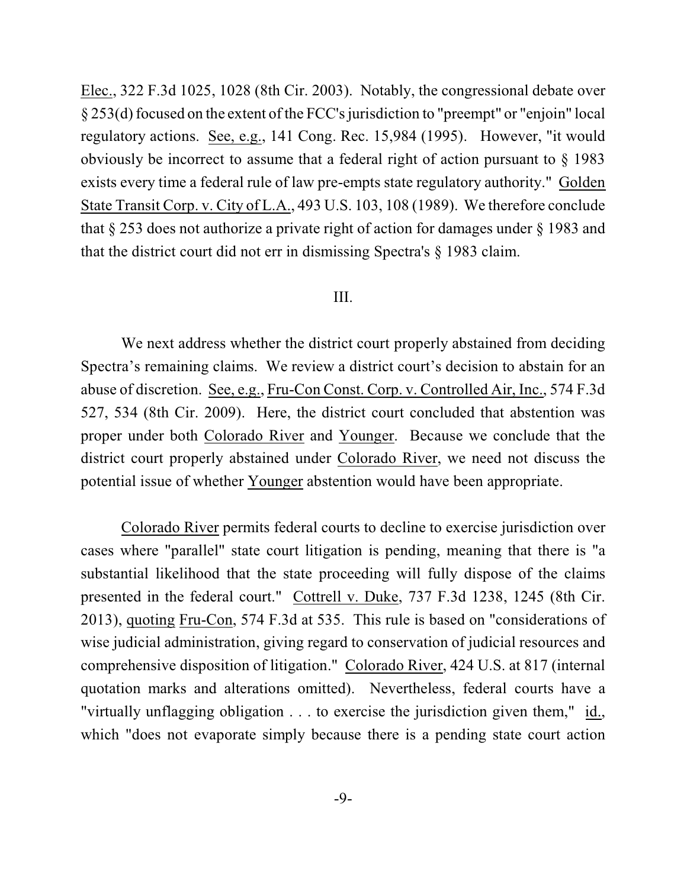Elec., 322 F.3d 1025, 1028 (8th Cir. 2003). Notably, the congressional debate over § 253(d) focused on the extent of the FCC's jurisdiction to "preempt" or "enjoin" local regulatory actions. See, e.g., 141 Cong. Rec. 15,984 (1995). However, "it would obviously be incorrect to assume that a federal right of action pursuant to § 1983 exists every time a federal rule of law pre-empts state regulatory authority." Golden State Transit Corp. v. City of L.A., 493 U.S. 103, 108 (1989). We therefore conclude that § 253 does not authorize a private right of action for damages under § 1983 and that the district court did not err in dismissing Spectra's § 1983 claim.

## III.

We next address whether the district court properly abstained from deciding Spectra's remaining claims. We review a district court's decision to abstain for an abuse of discretion. See, e.g., Fru-Con Const. Corp. v. Controlled Air, Inc., 574 F.3d 527, 534 (8th Cir. 2009). Here, the district court concluded that abstention was proper under both Colorado River and Younger. Because we conclude that the district court properly abstained under Colorado River, we need not discuss the potential issue of whether Younger abstention would have been appropriate.

Colorado River permits federal courts to decline to exercise jurisdiction over cases where "parallel" state court litigation is pending, meaning that there is "a substantial likelihood that the state proceeding will fully dispose of the claims presented in the federal court." Cottrell v. Duke, 737 F.3d 1238, 1245 (8th Cir. 2013), quoting Fru-Con, 574 F.3d at 535. This rule is based on "considerations of wise judicial administration, giving regard to conservation of judicial resources and comprehensive disposition of litigation." Colorado River, 424 U.S. at 817 (internal quotation marks and alterations omitted). Nevertheless, federal courts have a "virtually unflagging obligation . . . to exercise the jurisdiction given them," id., which "does not evaporate simply because there is a pending state court action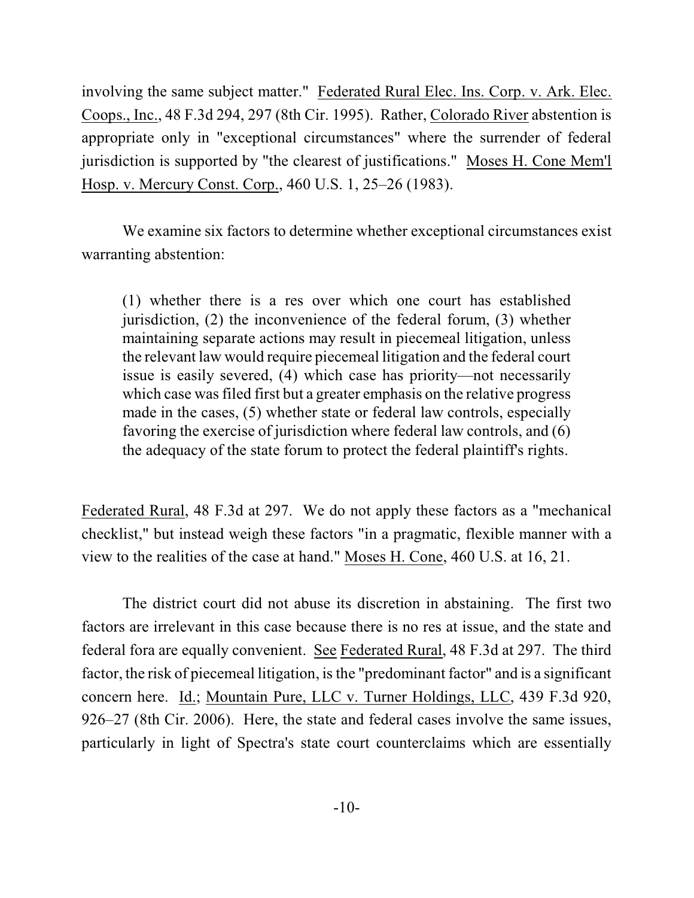involving the same subject matter." Federated Rural Elec. Ins. Corp. v. Ark. Elec. Coops., Inc., 48 F.3d 294, 297 (8th Cir. 1995). Rather, Colorado River abstention is appropriate only in "exceptional circumstances" where the surrender of federal jurisdiction is supported by "the clearest of justifications." Moses H. Cone Mem'l Hosp. v. Mercury Const. Corp., 460 U.S. 1, 25–26 (1983).

We examine six factors to determine whether exceptional circumstances exist warranting abstention:

> (1) whether there is a res over which one court has established jurisdiction, (2) the inconvenience of the federal forum, (3) whether maintaining separate actions may result in piecemeal litigation, unless the relevant law would require piecemeal litigation and the federal court issue is easily severed, (4) which case has priority—not necessarily which case was filed first but a greater emphasis on the relative progress made in the cases, (5) whether state or federal law controls, especially favoring the exercise of jurisdiction where federal law controls, and (6) the adequacy of the state forum to protect the federal plaintiff's rights.

Federated Rural, 48 F.3d at 297. We do not apply these factors as a "mechanical checklist," but instead weigh these factors "in a pragmatic, flexible manner with a view to the realities of the case at hand." Moses H. Cone, 460 U.S. at 16, 21.

The district court did not abuse its discretion in abstaining. The first two factors are irrelevant in this case because there is no res at issue, and the state and federal fora are equally convenient. See Federated Rural, 48 F.3d at 297. The third factor, the risk of piecemeal litigation, is the "predominant factor" and is a significant concern here. Id.; Mountain Pure, LLC v. Turner Holdings, LLC, 439 F.3d 920, 926–27 (8th Cir. 2006). Here, the state and federal cases involve the same issues, particularly in light of Spectra's state court counterclaims which are essentially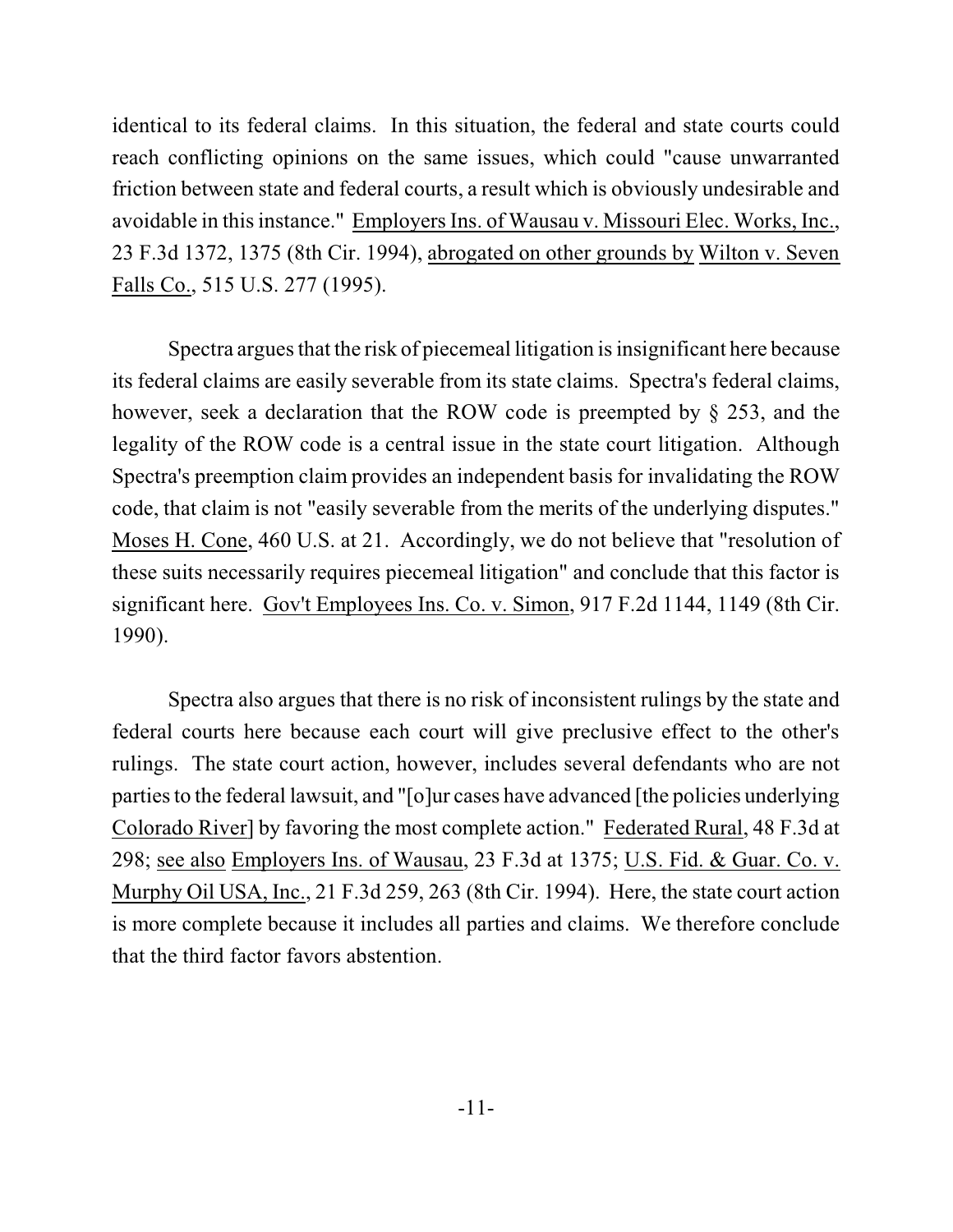identical to its federal claims. In this situation, the federal and state courts could reach conflicting opinions on the same issues, which could "cause unwarranted friction between state and federal courts, a result which is obviously undesirable and avoidable in this instance." Employers Ins. of Wausau v. Missouri Elec. Works, Inc., 23 F.3d 1372, 1375 (8th Cir. 1994), abrogated on other grounds by Wilton v. Seven Falls Co., 515 U.S. 277 (1995).

Spectra argues that the risk of piecemeal litigation is insignificant here because its federal claims are easily severable from its state claims. Spectra's federal claims, however, seek a declaration that the ROW code is preempted by § 253, and the legality of the ROW code is a central issue in the state court litigation. Although Spectra's preemption claim provides an independent basis for invalidating the ROW code, that claim is not "easily severable from the merits of the underlying disputes." Moses H. Cone, 460 U.S. at 21. Accordingly, we do not believe that "resolution of these suits necessarily requires piecemeal litigation" and conclude that this factor is significant here. Gov't Employees Ins. Co. v. Simon, 917 F.2d 1144, 1149 (8th Cir. 1990).

Spectra also argues that there is no risk of inconsistent rulings by the state and federal courts here because each court will give preclusive effect to the other's rulings. The state court action, however, includes several defendants who are not parties to the federal lawsuit, and "[o]ur cases have advanced [the policies underlying Colorado River] by favoring the most complete action." Federated Rural, 48 F.3d at 298; see also Employers Ins. of Wausau, 23 F.3d at 1375; U.S. Fid. & Guar. Co. v. Murphy Oil USA, Inc., 21 F.3d 259, 263 (8th Cir. 1994). Here, the state court action is more complete because it includes all parties and claims. We therefore conclude that the third factor favors abstention.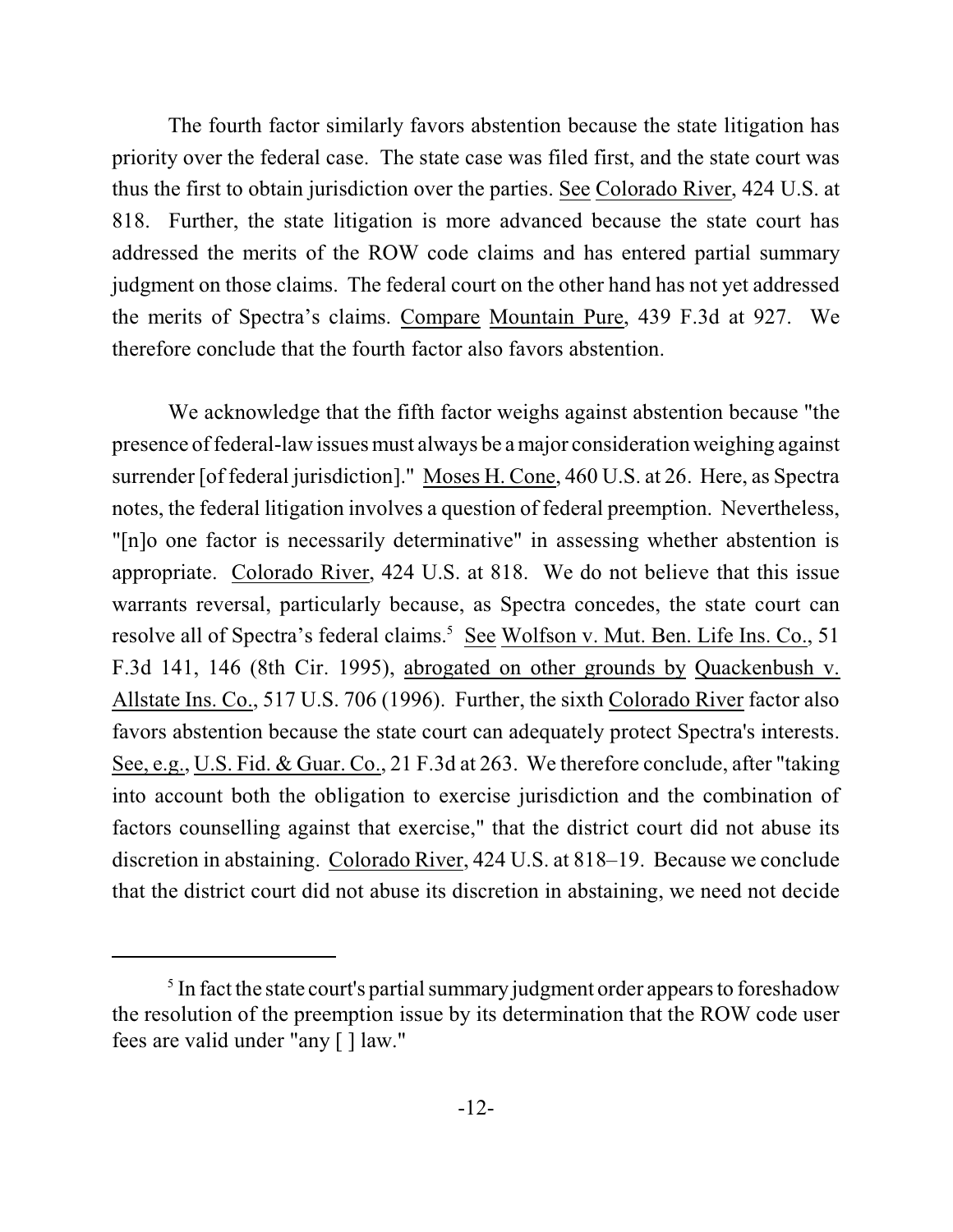The fourth factor similarly favors abstention because the state litigation has priority over the federal case. The state case was filed first, and the state court was thus the first to obtain jurisdiction over the parties. See Colorado River, 424 U.S. at 818. Further, the state litigation is more advanced because the state court has addressed the merits of the ROW code claims and has entered partial summary judgment on those claims. The federal court on the other hand has not yet addressed the merits of Spectra's claims. Compare Mountain Pure, 439 F.3d at 927. We therefore conclude that the fourth factor also favors abstention.

We acknowledge that the fifth factor weighs against abstention because "the presence of federal-law issues must always be a major consideration weighing against surrender [of federal jurisdiction]." Moses H. Cone, 460 U.S. at 26. Here, as Spectra notes, the federal litigation involves a question of federal preemption. Nevertheless, "[n]o one factor is necessarily determinative" in assessing whether abstention is appropriate. Colorado River, 424 U.S. at 818. We do not believe that this issue warrants reversal, particularly because, as Spectra concedes, the state court can resolve all of Spectra's federal claims.[5] See Wolfson v. Mut. Ben. Life Ins. Co., 51 F.3d 141, 146 (8th Cir. 1995), abrogated on other grounds by Quackenbush v. Allstate Ins. Co., 517 U.S. 706 (1996). Further, the sixth Colorado River factor also favors abstention because the state court can adequately protect Spectra's interests. See, e.g., U.S. Fid. & Guar. Co., 21 F.3d at 263. We therefore conclude, after "taking into account both the obligation to exercise jurisdiction and the combination of factors counselling against that exercise," that the district court did not abuse its discretion in abstaining. Colorado River, 424 U.S. at 818–19. Because we conclude that the district court did not abuse its discretion in abstaining, we need not decide

---

[5] In fact the state court's partial summary judgment order appears to foreshadow the resolution of the preemption issue by its determination that the ROW code user fees are valid under "any [ ] law."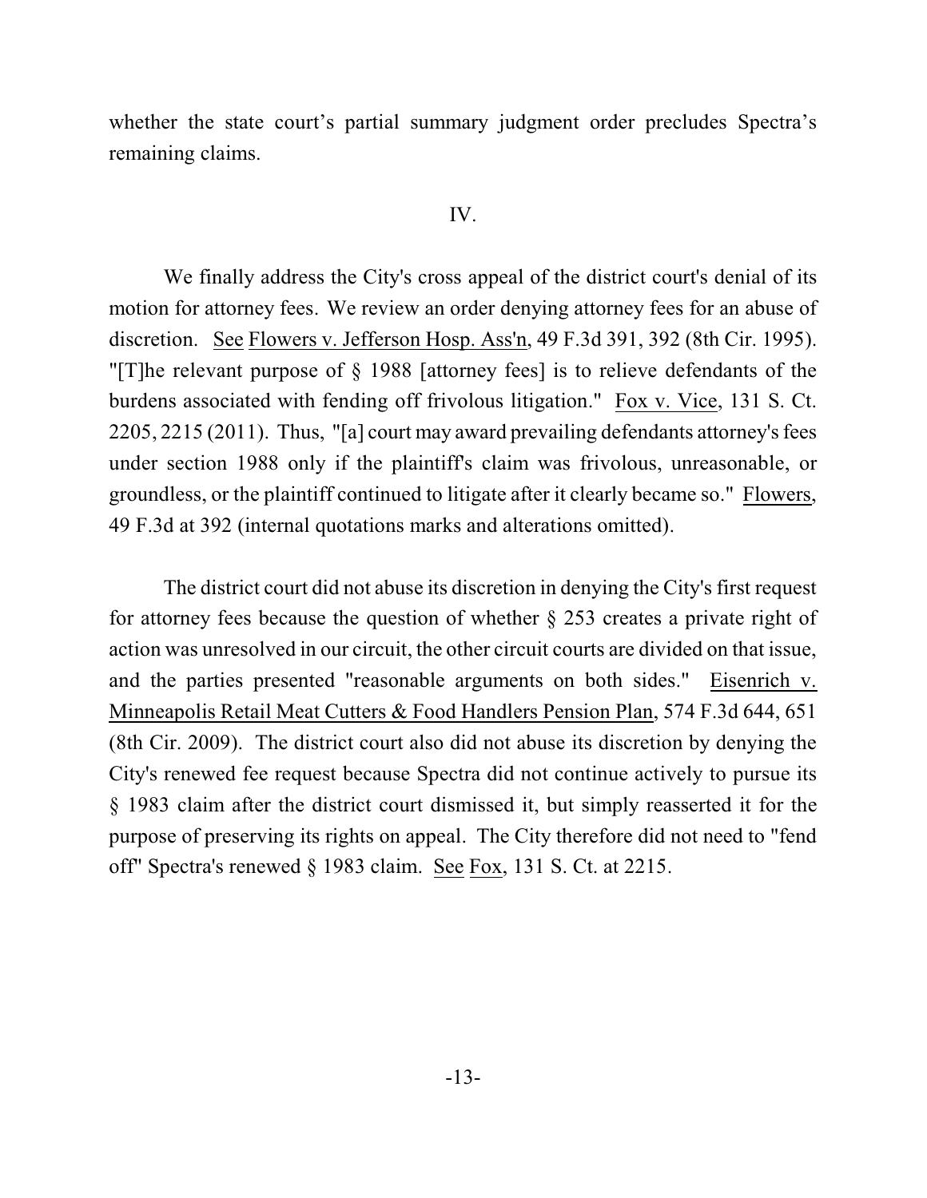whether the state court's partial summary judgment order precludes Spectra's remaining claims.

## IV.

We finally address the City's cross appeal of the district court's denial of its motion for attorney fees. We review an order denying attorney fees for an abuse of discretion. See Flowers v. Jefferson Hosp. Ass'n, 49 F.3d 391, 392 (8th Cir. 1995). "[T]he relevant purpose of § 1988 [attorney fees] is to relieve defendants of the burdens associated with fending off frivolous litigation." Fox v. Vice, 131 S. Ct. 2205, 2215 (2011). Thus, "[a] court may award prevailing defendants attorney's fees under section 1988 only if the plaintiff's claim was frivolous, unreasonable, or groundless, or the plaintiff continued to litigate after it clearly became so." Flowers, 49 F.3d at 392 (internal quotations marks and alterations omitted).

The district court did not abuse its discretion in denying the City's first request for attorney fees because the question of whether § 253 creates a private right of action was unresolved in our circuit, the other circuit courts are divided on that issue, and the parties presented "reasonable arguments on both sides." Eisenrich v. Minneapolis Retail Meat Cutters & Food Handlers Pension Plan, 574 F.3d 644, 651 (8th Cir. 2009). The district court also did not abuse its discretion by denying the City's renewed fee request because Spectra did not continue actively to pursue its § 1983 claim after the district court dismissed it, but simply reasserted it for the purpose of preserving its rights on appeal. The City therefore did not need to "fend off" Spectra's renewed § 1983 claim. See Fox, 131 S. Ct. at 2215.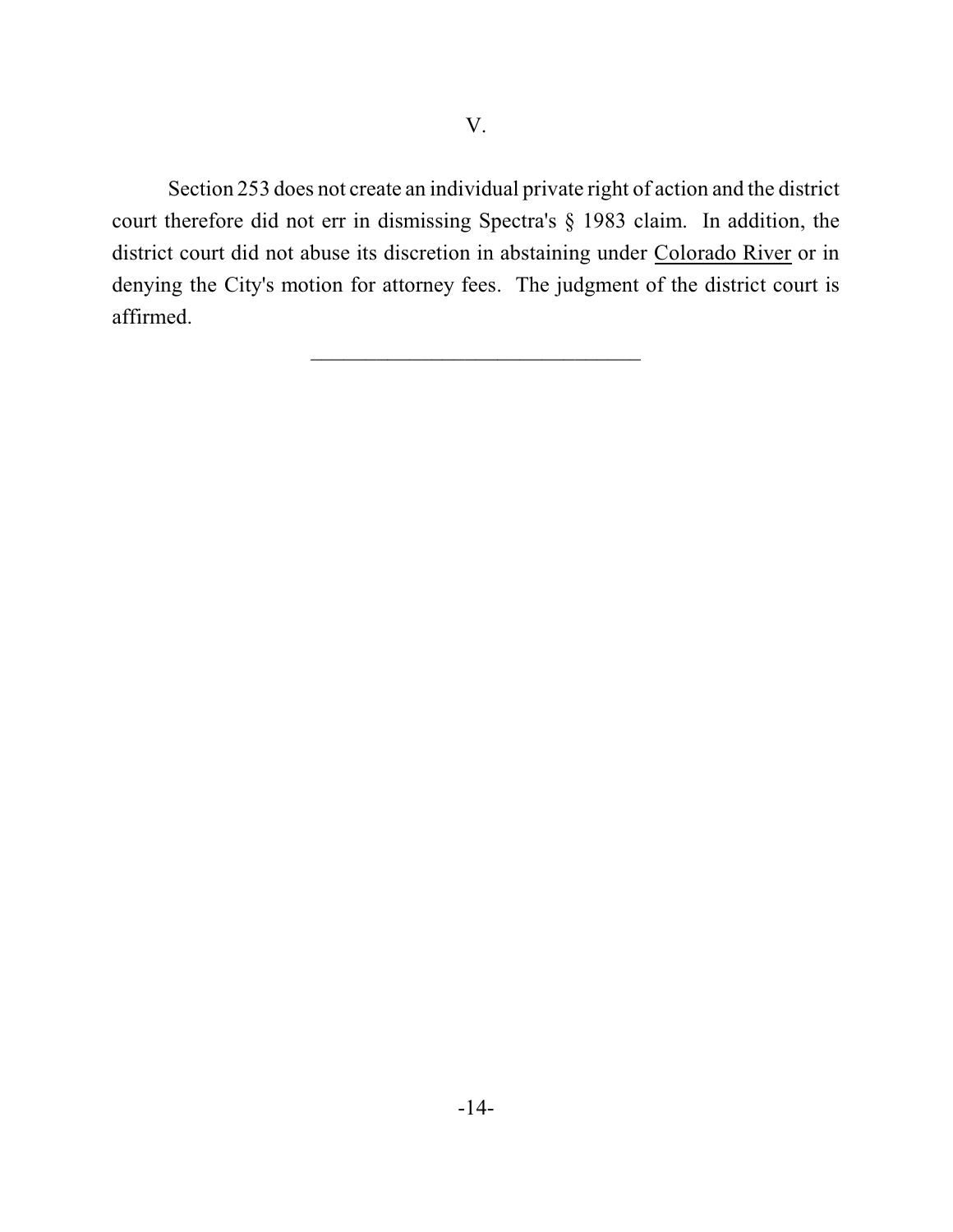## V.

Section 253 does not create an individual private right of action and the district court therefore did not err in dismissing Spectra's § 1983 claim. In addition, the district court did not abuse its discretion in abstaining under Colorado River or in denying the City's motion for attorney fees. The judgment of the district court is affirmed.

______________________________